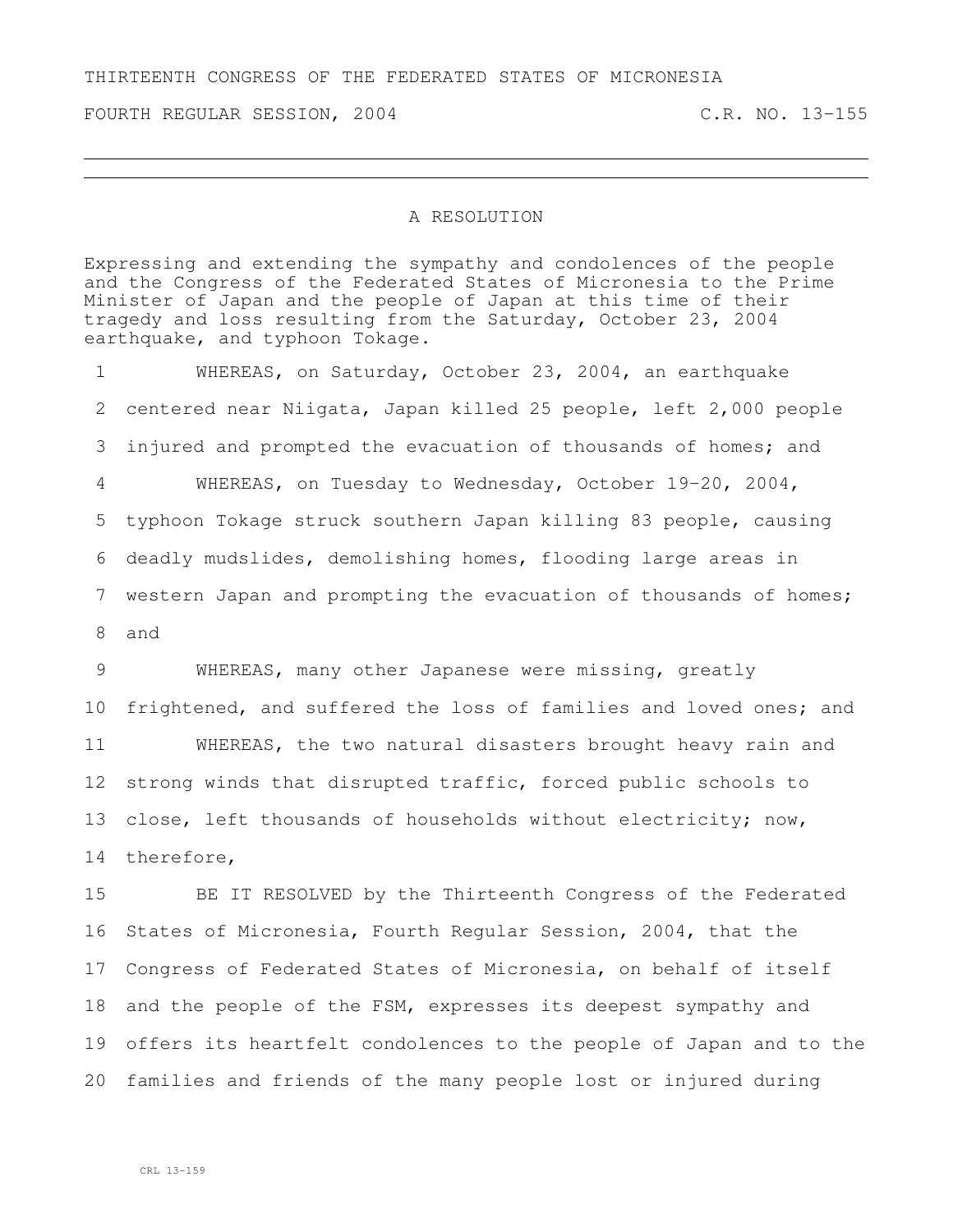THIRTEENTH CONGRESS OF THE FEDERATED STATES OF MICRONESIA

FOURTH REGULAR SESSION, 2004 C.R. NO. 13-155

# A RESOLUTION

Expressing and extending the sympathy and condolences of the people and the Congress of the Federated States of Micronesia to the Prime Minister of Japan and the people of Japan at this time of their tragedy and loss resulting from the Saturday, October 23, 2004 earthquake, and typhoon Tokage.

1 WHEREAS, on Saturday, October 23, 2004, an earthquake
2 centered near Niigata, Japan killed 25 people, left 2,000 people
3 injured and prompted the evacuation of thousands of homes; and
4 WHEREAS, on Tuesday to Wednesday, October 19-20, 2004,
5 typhoon Tokage struck southern Japan killing 83 people, causing
6 deadly mudslides, demolishing homes, flooding large areas in
7 western Japan and prompting the evacuation of thousands of homes;
8 and
9 WHEREAS, many other Japanese were missing, greatly
10 frightened, and suffered the loss of families and loved ones; and
11 WHEREAS, the two natural disasters brought heavy rain and
12 strong winds that disrupted traffic, forced public schools to
13 close, left thousands of households without electricity; now,
14 therefore,
15 BE IT RESOLVED by the Thirteenth Congress of the Federated
16 States of Micronesia, Fourth Regular Session, 2004, that the
17 Congress of Federated States of Micronesia, on behalf of itself
18 and the people of the FSM, expresses its deepest sympathy and
19 offers its heartfelt condolences to the people of Japan and to the
20 families and friends of the many people lost or injured during

CRL 13-159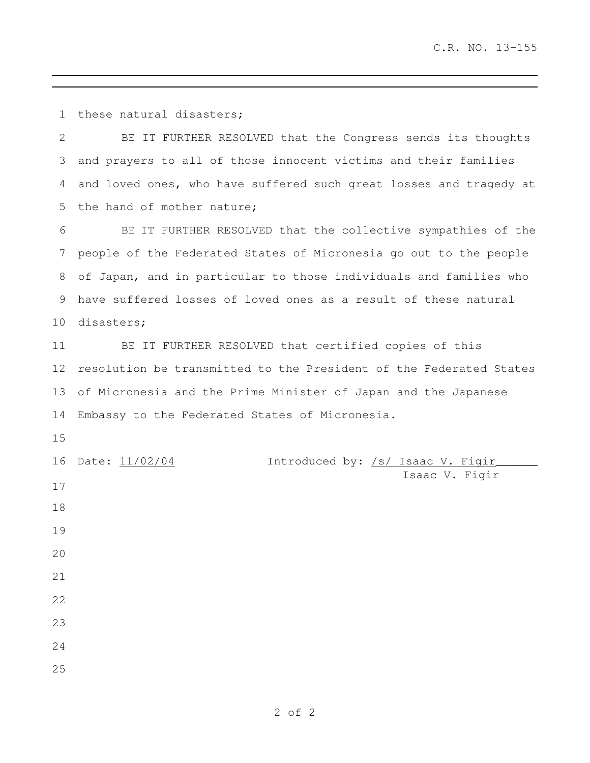these natural disasters;

BE IT FURTHER RESOLVED that the Congress sends its thoughts and prayers to all of those innocent victims and their families and loved ones, who have suffered such great losses and tragedy at the hand of mother nature;

BE IT FURTHER RESOLVED that the collective sympathies of the people of the Federated States of Micronesia go out to the people of Japan, and in particular to those individuals and families who have suffered losses of loved ones as a result of these natural disasters;

BE IT FURTHER RESOLVED that certified copies of this resolution be transmitted to the President of the Federated States of Micronesia and the Prime Minister of Japan and the Japanese Embassy to the Federated States of Micronesia.

Date: 11/02/04

Introduced by: /s/ Isaac V. Figir

Isaac V. Figir